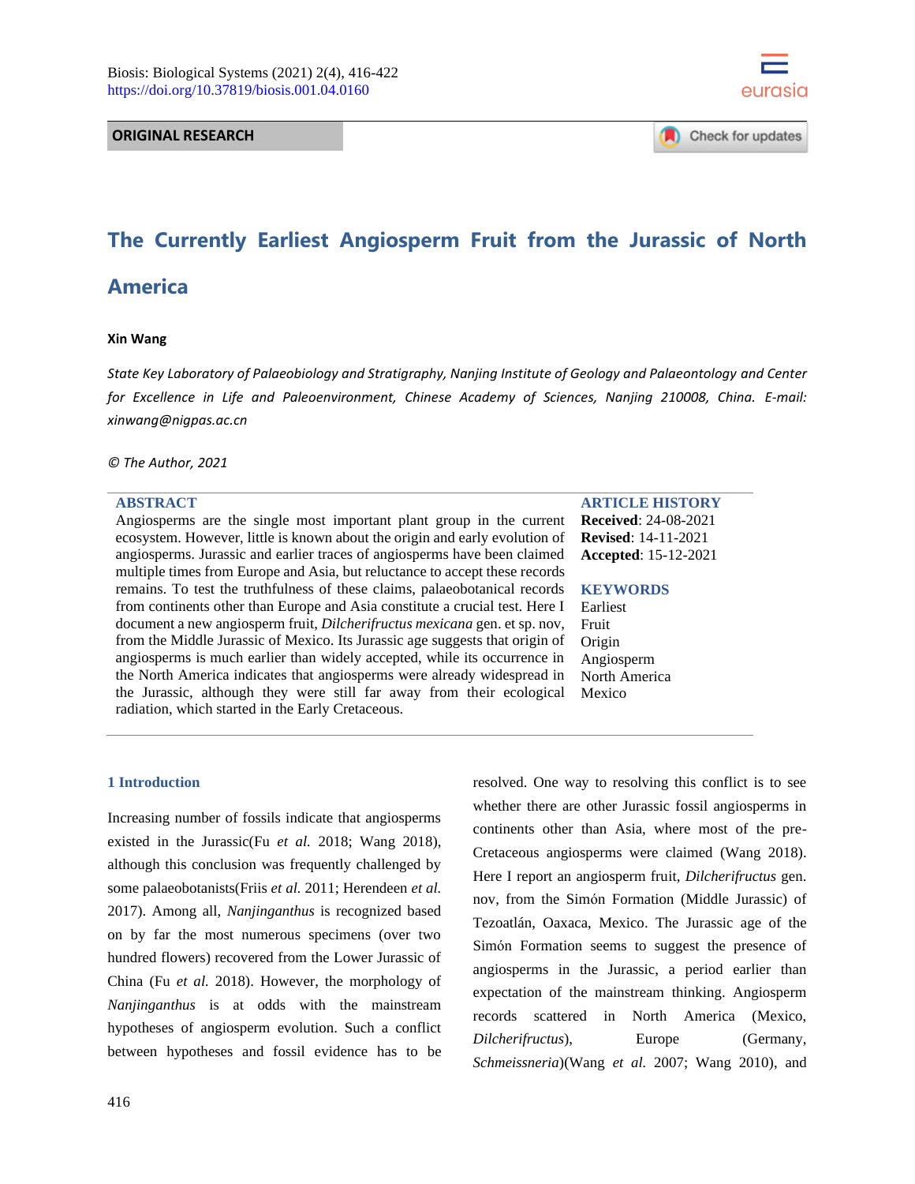ORIGINAL RESEARCH

# The Currently Earliest Angiosperm Fruit from the Jurassic of North America

**Xin Wang**

*State Key Laboratory of Palaeobiology and Stratigraphy, Nanjing Institute of Geology and Palaeontology and Center for Excellence in Life and Paleoenvironment, Chinese Academy of Sciences, Nanjing 210008, China. E-mail: xinwang@nigpas.ac.cn*

*© The Author, 2021*

**ABSTRACT**

Angiosperms are the single most important plant group in the current ecosystem. However, little is known about the origin and early evolution of angiosperms. Jurassic and earlier traces of angiosperms have been claimed multiple times from Europe and Asia, but reluctance to accept these records remains. To test the truthfulness of these claims, palaeobotanical records from continents other than Europe and Asia constitute a crucial test. Here I document a new angiosperm fruit, *Dilcherifructus mexicana* gen. et sp. nov, from the Middle Jurassic of Mexico. Its Jurassic age suggests that origin of angiosperms is much earlier than widely accepted, while its occurrence in the North America indicates that angiosperms were already widespread in the Jurassic, although they were still far away from their ecological radiation, which started in the Early Cretaceous.

**ARTICLE HISTORY**

**Received**: 24-08-2021
**Revised**: 14-11-2021
**Accepted**: 15-12-2021

**KEYWORDS**

Earliest
Fruit
Origin
Angiosperm
North America
Mexico

## 1 Introduction

Increasing number of fossils indicate that angiosperms existed in the Jurassic(Fu *et al.* 2018; Wang 2018), although this conclusion was frequently challenged by some palaeobotanists(Friis *et al.* 2011; Herendeen *et al.* 2017). Among all, *Nanjinganthus* is recognized based on by far the most numerous specimens (over two hundred flowers) recovered from the Lower Jurassic of China (Fu *et al.* 2018). However, the morphology of *Nanjinganthus* is at odds with the mainstream hypotheses of angiosperm evolution. Such a conflict between hypotheses and fossil evidence has to be resolved. One way to resolving this conflict is to see whether there are other Jurassic fossil angiosperms in continents other than Asia, where most of the pre-Cretaceous angiosperms were claimed (Wang 2018). Here I report an angiosperm fruit, *Dilcherifructus* gen. nov, from the Simón Formation (Middle Jurassic) of Tezoatlán, Oaxaca, Mexico. The Jurassic age of the Simón Formation seems to suggest the presence of angiosperms in the Jurassic, a period earlier than expectation of the mainstream thinking. Angiosperm records scattered in North America (Mexico, *Dilcherifructus*), Europe (Germany, *Schmeissneria*)(Wang *et al.* 2007; Wang 2010), and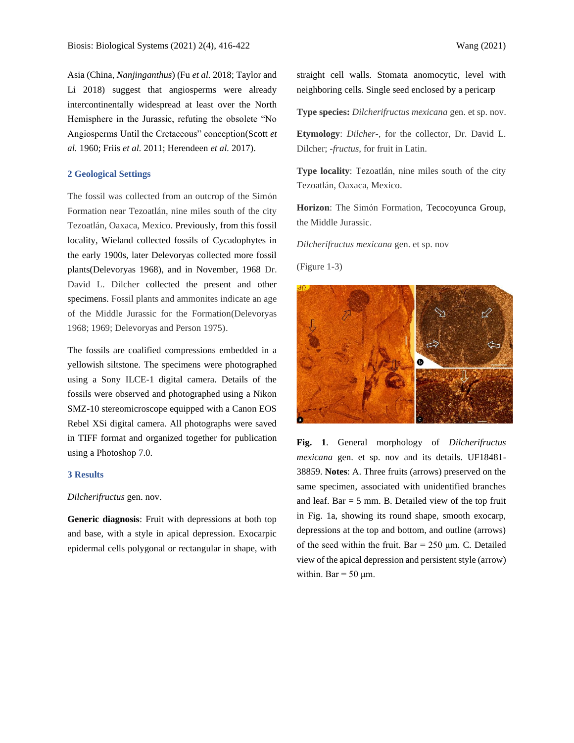Asia (China, *Nanjinganthus*) (Fu *et al.* 2018; Taylor and Li 2018) suggest that angiosperms were already intercontinentally widespread at least over the North Hemisphere in the Jurassic, refuting the obsolete "No Angiosperms Until the Cretaceous" conception(Scott *et al.* 1960; Friis *et al.* 2011; Herendeen *et al.* 2017).

## 2 Geological Settings

The fossil was collected from an outcrop of the Simón Formation near Tezoatlán, nine miles south of the city Tezoatlán, Oaxaca, Mexico. Previously, from this fossil locality, Wieland collected fossils of Cycadophytes in the early 1900s, later Delevoryas collected more fossil plants(Delevoryas 1968), and in November, 1968 Dr. David L. Dilcher collected the present and other specimens. Fossil plants and ammonites indicate an age of the Middle Jurassic for the Formation(Delevoryas 1968; 1969; Delevoryas and Person 1975).

The fossils are coalified compressions embedded in a yellowish siltstone. The specimens were photographed using a Sony ILCE-1 digital camera. Details of the fossils were observed and photographed using a Nikon SMZ-10 stereomicroscope equipped with a Canon EOS Rebel XSi digital camera. All photographs were saved in TIFF format and organized together for publication using a Photoshop 7.0.

## 3 Results

*Dilcherifructus* gen. nov.

**Generic diagnosis**: Fruit with depressions at both top and base, with a style in apical depression. Exocarpic epidermal cells polygonal or rectangular in shape, with straight cell walls. Stomata anomocytic, level with neighboring cells. Single seed enclosed by a pericarp

**Type species:** *Dilcherifructus mexicana* gen. et sp. nov.

**Etymology**: *Dilcher-*, for the collector, Dr. David L. Dilcher; *-fructus*, for fruit in Latin.

**Type locality**: Tezoatlán, nine miles south of the city Tezoatlán, Oaxaca, Mexico.

**Horizon**: The Simón Formation, Tecocoyunca Group, the Middle Jurassic.

*Dilcherifructus mexicana* gen. et sp. nov

(Figure 1-3)

**Fig. 1**. General morphology of *Dilcherifructus mexicana* gen. et sp. nov and its details. UF18481-38859. **Notes**: A. Three fruits (arrows) preserved on the same specimen, associated with unidentified branches and leaf. Bar = 5 mm. B. Detailed view of the top fruit in Fig. 1a, showing its round shape, smooth exocarp, depressions at the top and bottom, and outline (arrows) of the seed within the fruit. Bar = 250 μm. C. Detailed view of the apical depression and persistent style (arrow) within. Bar = 50 μm.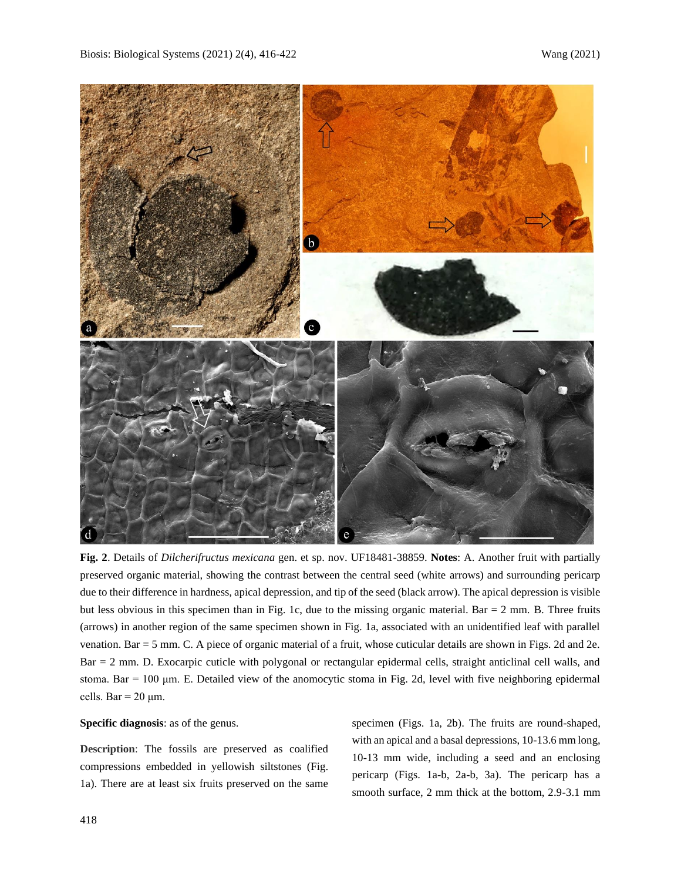**Fig. 2**. Details of *Dilcherifructus mexicana* gen. et sp. nov. UF18481-38859. **Notes**: A. Another fruit with partially preserved organic material, showing the contrast between the central seed (white arrows) and surrounding pericarp due to their difference in hardness, apical depression, and tip of the seed (black arrow). The apical depression is visible but less obvious in this specimen than in Fig. 1c, due to the missing organic material. Bar = 2 mm. B. Three fruits (arrows) in another region of the same specimen shown in Fig. 1a, associated with an unidentified leaf with parallel venation. Bar = 5 mm. C. A piece of organic material of a fruit, whose cuticular details are shown in Figs. 2d and 2e. Bar = 2 mm. D. Exocarpic cuticle with polygonal or rectangular epidermal cells, straight anticlinal cell walls, and stoma. Bar = 100 μm. E. Detailed view of the anomocytic stoma in Fig. 2d, level with five neighboring epidermal cells. Bar = 20 μm.

**Specific diagnosis**: as of the genus.

**Description**: The fossils are preserved as coalified compressions embedded in yellowish siltstones (Fig. 1a). There are at least six fruits preserved on the same specimen (Figs. 1a, 2b). The fruits are round-shaped, with an apical and a basal depressions, 10-13.6 mm long, 10-13 mm wide, including a seed and an enclosing pericarp (Figs. 1a-b, 2a-b, 3a). The pericarp has a smooth surface, 2 mm thick at the bottom, 2.9-3.1 mm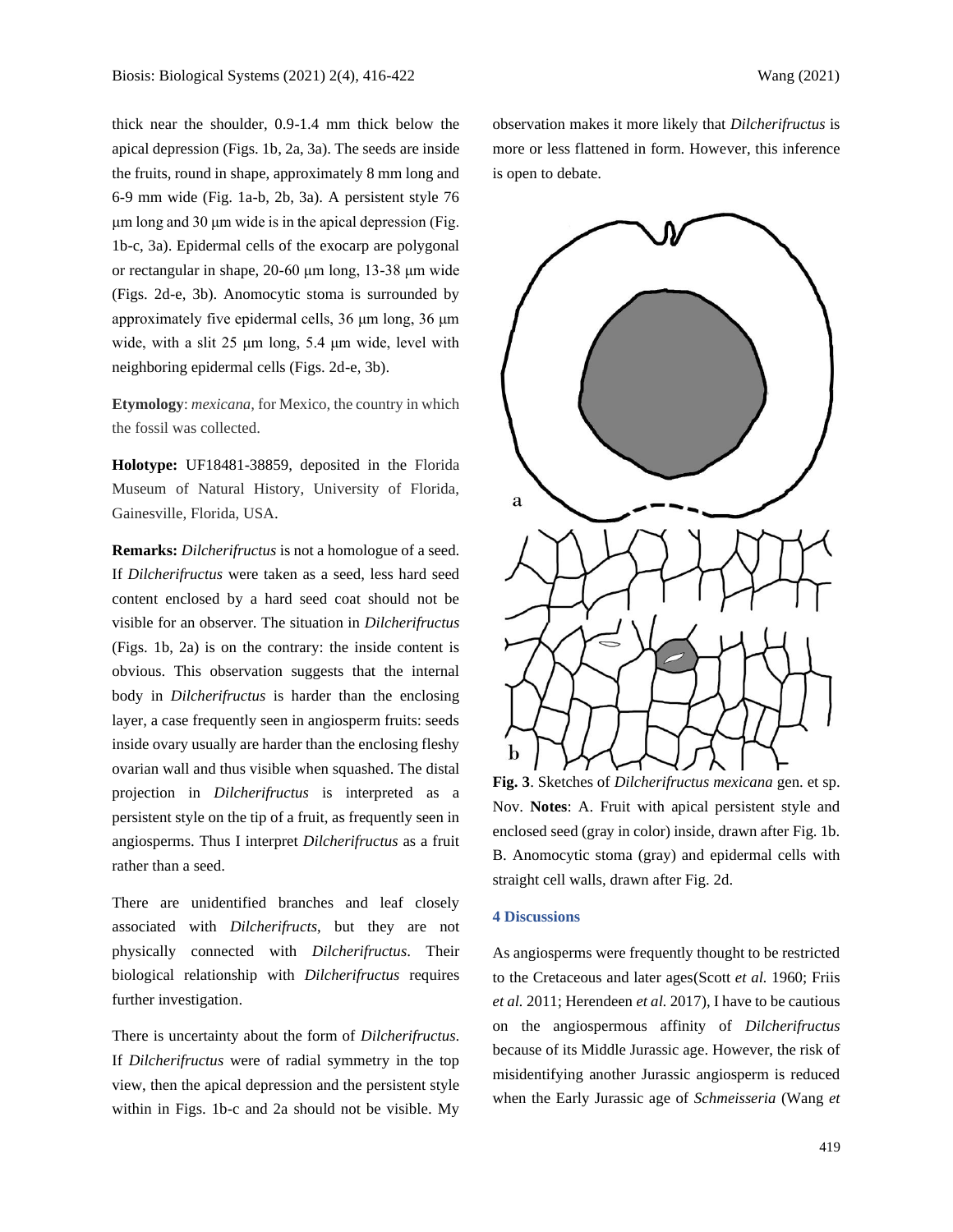thick near the shoulder, 0.9-1.4 mm thick below the apical depression (Figs. 1b, 2a, 3a). The seeds are inside the fruits, round in shape, approximately 8 mm long and 6-9 mm wide (Fig. 1a-b, 2b, 3a). A persistent style 76 μm long and 30 μm wide is in the apical depression (Fig. 1b-c, 3a). Epidermal cells of the exocarp are polygonal or rectangular in shape, 20-60 μm long, 13-38 μm wide (Figs. 2d-e, 3b). Anomocytic stoma is surrounded by approximately five epidermal cells, 36 μm long, 36 μm wide, with a slit 25 μm long, 5.4 μm wide, level with neighboring epidermal cells (Figs. 2d-e, 3b).

**Etymology**: *mexicana*, for Mexico, the country in which the fossil was collected.

**Holotype:** UF18481-38859, deposited in the Florida Museum of Natural History, University of Florida, Gainesville, Florida, USA.

**Remarks:** *Dilcherifructus* is not a homologue of a seed. If *Dilcherifructus* were taken as a seed, less hard seed content enclosed by a hard seed coat should not be visible for an observer. The situation in *Dilcherifructus* (Figs. 1b, 2a) is on the contrary: the inside content is obvious. This observation suggests that the internal body in *Dilcherifructus* is harder than the enclosing layer, a case frequently seen in angiosperm fruits: seeds inside ovary usually are harder than the enclosing fleshy ovarian wall and thus visible when squashed. The distal projection in *Dilcherifructus* is interpreted as a persistent style on the tip of a fruit, as frequently seen in angiosperms. Thus I interpret *Dilcherifructus* as a fruit rather than a seed.

There are unidentified branches and leaf closely associated with *Dilcherifructs*, but they are not physically connected with *Dilcherifructus*. Their biological relationship with *Dilcherifructus* requires further investigation.

There is uncertainty about the form of *Dilcherifructus*. If *Dilcherifructus* were of radial symmetry in the top view, then the apical depression and the persistent style within in Figs. 1b-c and 2a should not be visible. My observation makes it more likely that *Dilcherifructus* is more or less flattened in form. However, this inference is open to debate.

**Fig. 3**. Sketches of *Dilcherifructus mexicana* gen. et sp. Nov. **Notes**: A. Fruit with apical persistent style and enclosed seed (gray in color) inside, drawn after Fig. 1b. B. Anomocytic stoma (gray) and epidermal cells with straight cell walls, drawn after Fig. 2d.

## 4 Discussions

As angiosperms were frequently thought to be restricted to the Cretaceous and later ages(Scott *et al.* 1960; Friis *et al.* 2011; Herendeen *et al.* 2017), I have to be cautious on the angiospermous affinity of *Dilcherifructus* because of its Middle Jurassic age. However, the risk of misidentifying another Jurassic angiosperm is reduced when the Early Jurassic age of *Schmeisseria* (Wang *et*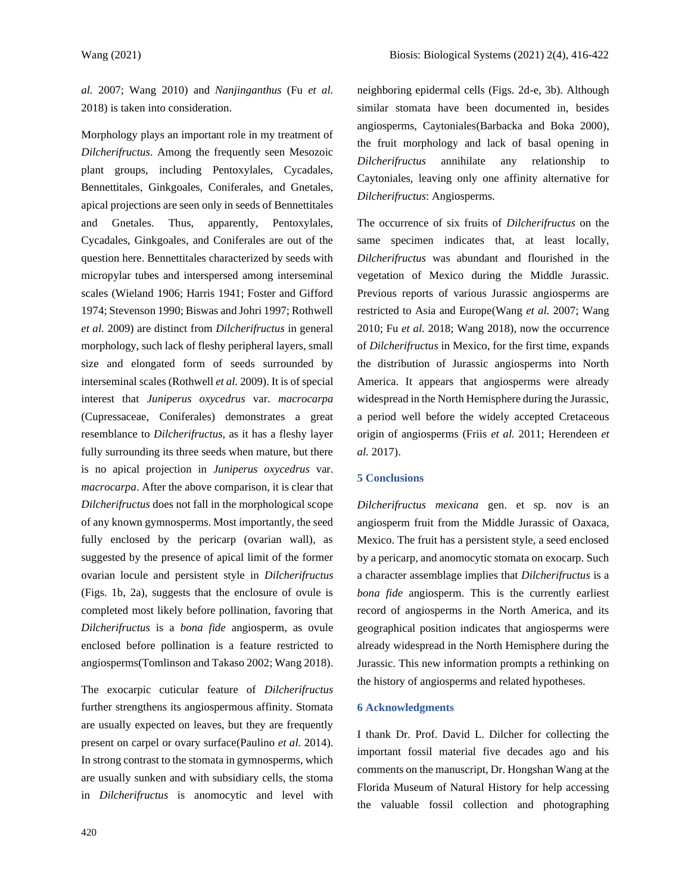*al.* 2007; Wang 2010) and *Nanjinganthus* (Fu *et al.* 2018) is taken into consideration.

Morphology plays an important role in my treatment of *Dilcherifructus*. Among the frequently seen Mesozoic plant groups, including Pentoxylales, Cycadales, Bennettitales, Ginkgoales, Coniferales, and Gnetales, apical projections are seen only in seeds of Bennettitales and Gnetales. Thus, apparently, Pentoxylales, Cycadales, Ginkgoales, and Coniferales are out of the question here. Bennettitales characterized by seeds with micropylar tubes and interspersed among interseminal scales (Wieland 1906; Harris 1941; Foster and Gifford 1974; Stevenson 1990; Biswas and Johri 1997; Rothwell *et al.* 2009) are distinct from *Dilcherifructus* in general morphology, such lack of fleshy peripheral layers, small size and elongated form of seeds surrounded by interseminal scales (Rothwell *et al.* 2009). It is of special interest that *Juniperus oxycedrus* var. *macrocarpa* (Cupressaceae, Coniferales) demonstrates a great resemblance to *Dilcherifructus*, as it has a fleshy layer fully surrounding its three seeds when mature, but there is no apical projection in *Juniperus oxycedrus* var. *macrocarpa*. After the above comparison, it is clear that *Dilcherifructus* does not fall in the morphological scope of any known gymnosperms. Most importantly, the seed fully enclosed by the pericarp (ovarian wall), as suggested by the presence of apical limit of the former ovarian locule and persistent style in *Dilcherifructus* (Figs. 1b, 2a), suggests that the enclosure of ovule is completed most likely before pollination, favoring that *Dilcherifructus* is a *bona fide* angiosperm, as ovule enclosed before pollination is a feature restricted to angiosperms(Tomlinson and Takaso 2002; Wang 2018).

The exocarpic cuticular feature of *Dilcherifructus* further strengthens its angiospermous affinity. Stomata are usually expected on leaves, but they are frequently present on carpel or ovary surface(Paulino *et al.* 2014). In strong contrast to the stomata in gymnosperms, which are usually sunken and with subsidiary cells, the stoma in *Dilcherifructus* is anomocytic and level with neighboring epidermal cells (Figs. 2d-e, 3b). Although similar stomata have been documented in, besides angiosperms, Caytoniales(Barbacka and Boka 2000), the fruit morphology and lack of basal opening in *Dilcherifructus* annihilate any relationship to Caytoniales, leaving only one affinity alternative for *Dilcherifructus*: Angiosperms.

The occurrence of six fruits of *Dilcherifructus* on the same specimen indicates that, at least locally, *Dilcherifructus* was abundant and flourished in the vegetation of Mexico during the Middle Jurassic. Previous reports of various Jurassic angiosperms are restricted to Asia and Europe(Wang *et al.* 2007; Wang 2010; Fu *et al.* 2018; Wang 2018), now the occurrence of *Dilcherifructus* in Mexico, for the first time, expands the distribution of Jurassic angiosperms into North America. It appears that angiosperms were already widespread in the North Hemisphere during the Jurassic, a period well before the widely accepted Cretaceous origin of angiosperms (Friis *et al.* 2011; Herendeen *et al.* 2017).

## 5 Conclusions

*Dilcherifructus mexicana* gen. et sp. nov is an angiosperm fruit from the Middle Jurassic of Oaxaca, Mexico. The fruit has a persistent style, a seed enclosed by a pericarp, and anomocytic stomata on exocarp. Such a character assemblage implies that *Dilcherifructus* is a *bona fide* angiosperm. This is the currently earliest record of angiosperms in the North America, and its geographical position indicates that angiosperms were already widespread in the North Hemisphere during the Jurassic. This new information prompts a rethinking on the history of angiosperms and related hypotheses.

## 6 Acknowledgments

I thank Dr. Prof. David L. Dilcher for collecting the important fossil material five decades ago and his comments on the manuscript, Dr. Hongshan Wang at the Florida Museum of Natural History for help accessing the valuable fossil collection and photographing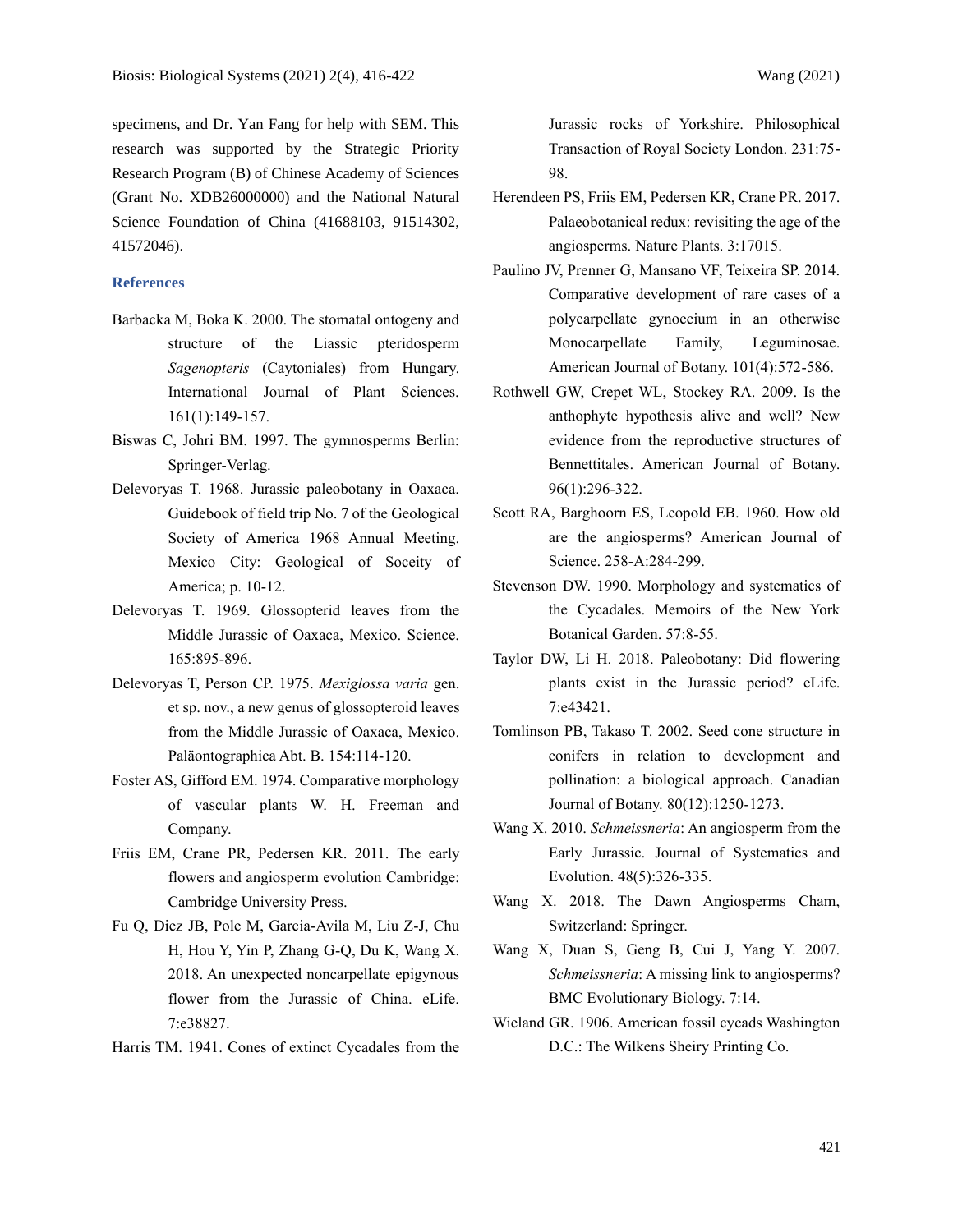specimens, and Dr. Yan Fang for help with SEM. This research was supported by the Strategic Priority Research Program (B) of Chinese Academy of Sciences (Grant No. XDB26000000) and the National Natural Science Foundation of China (41688103, 91514302, 41572046).

## References

Barbacka M, Boka K. 2000. The stomatal ontogeny and structure of the Liassic pteridosperm *Sagenopteris* (Caytoniales) from Hungary. International Journal of Plant Sciences. 161(1):149-157.

Biswas C, Johri BM. 1997. The gymnosperms Berlin: Springer-Verlag.

Delevoryas T. 1968. Jurassic paleobotany in Oaxaca. Guidebook of field trip No. 7 of the Geological Society of America 1968 Annual Meeting. Mexico City: Geological of Soceity of America; p. 10-12.

Delevoryas T. 1969. Glossopterid leaves from the Middle Jurassic of Oaxaca, Mexico. Science. 165:895-896.

Delevoryas T, Person CP. 1975. *Mexiglossa varia* gen. et sp. nov., a new genus of glossopteroid leaves from the Middle Jurassic of Oaxaca, Mexico. Paläontographica Abt. B. 154:114-120.

Foster AS, Gifford EM. 1974. Comparative morphology of vascular plants W. H. Freeman and Company.

Friis EM, Crane PR, Pedersen KR. 2011. The early flowers and angiosperm evolution Cambridge: Cambridge University Press.

Fu Q, Diez JB, Pole M, Garcia-Avila M, Liu Z-J, Chu H, Hou Y, Yin P, Zhang G-Q, Du K, Wang X. 2018. An unexpected noncarpellate epigynous flower from the Jurassic of China. eLife. 7:e38827.

Harris TM. 1941. Cones of extinct Cycadales from the Jurassic rocks of Yorkshire. Philosophical Transaction of Royal Society London. 231:75-98.

Herendeen PS, Friis EM, Pedersen KR, Crane PR. 2017. Palaeobotanical redux: revisiting the age of the angiosperms. Nature Plants. 3:17015.

Paulino JV, Prenner G, Mansano VF, Teixeira SP. 2014. Comparative development of rare cases of a polycarpellate gynoecium in an otherwise Monocarpellate Family, Leguminosae. American Journal of Botany. 101(4):572-586.

Rothwell GW, Crepet WL, Stockey RA. 2009. Is the anthophyte hypothesis alive and well? New evidence from the reproductive structures of Bennettitales. American Journal of Botany. 96(1):296-322.

Scott RA, Barghoorn ES, Leopold EB. 1960. How old are the angiosperms? American Journal of Science. 258-A:284-299.

Stevenson DW. 1990. Morphology and systematics of the Cycadales. Memoirs of the New York Botanical Garden. 57:8-55.

Taylor DW, Li H. 2018. Paleobotany: Did flowering plants exist in the Jurassic period? eLife. 7:e43421.

Tomlinson PB, Takaso T. 2002. Seed cone structure in conifers in relation to development and pollination: a biological approach. Canadian Journal of Botany. 80(12):1250-1273.

Wang X. 2010. *Schmeissneria*: An angiosperm from the Early Jurassic. Journal of Systematics and Evolution. 48(5):326-335.

Wang X. 2018. The Dawn Angiosperms Cham, Switzerland: Springer.

Wang X, Duan S, Geng B, Cui J, Yang Y. 2007. *Schmeissneria*: A missing link to angiosperms? BMC Evolutionary Biology. 7:14.

Wieland GR. 1906. American fossil cycads Washington D.C.: The Wilkens Sheiry Printing Co.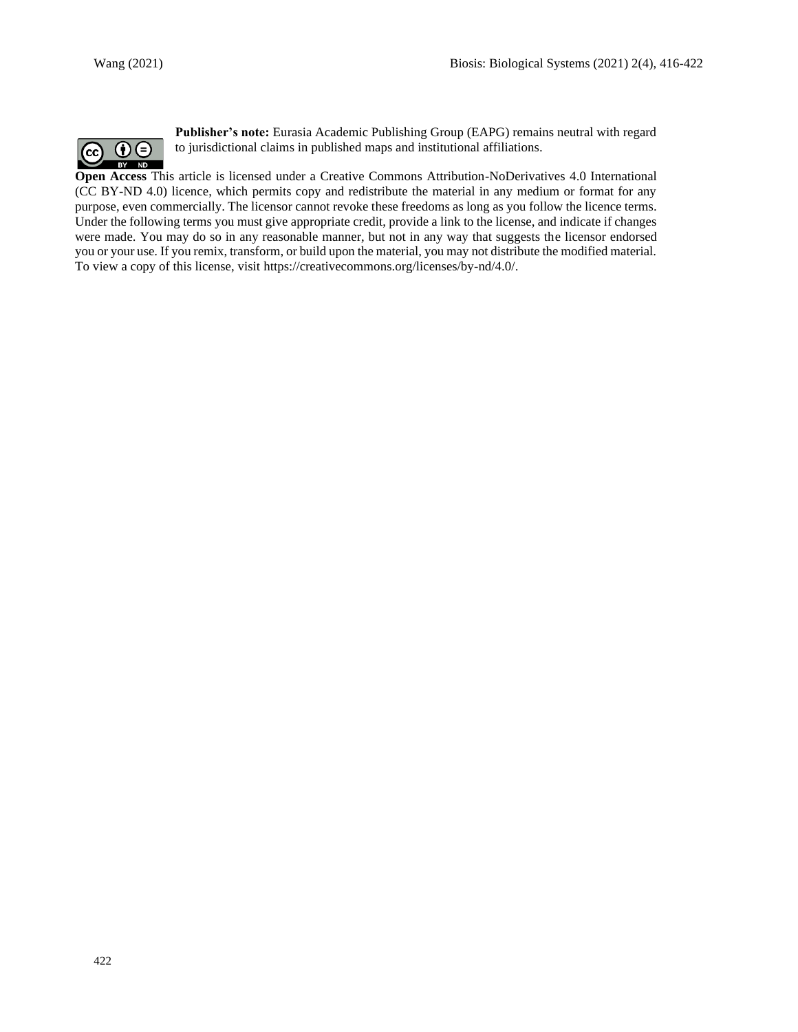**Publisher's note:** Eurasia Academic Publishing Group (EAPG) remains neutral with regard to jurisdictional claims in published maps and institutional affiliations.

**Open Access** This article is licensed under a Creative Commons Attribution-NoDerivatives 4.0 International (CC BY-ND 4.0) licence, which permits copy and redistribute the material in any medium or format for any purpose, even commercially. The licensor cannot revoke these freedoms as long as you follow the licence terms. Under the following terms you must give appropriate credit, provide a link to the license, and indicate if changes were made. You may do so in any reasonable manner, but not in any way that suggests the licensor endorsed you or your use. If you remix, transform, or build upon the material, you may not distribute the modified material. To view a copy of this license, visit https://creativecommons.org/licenses/by-nd/4.0/.